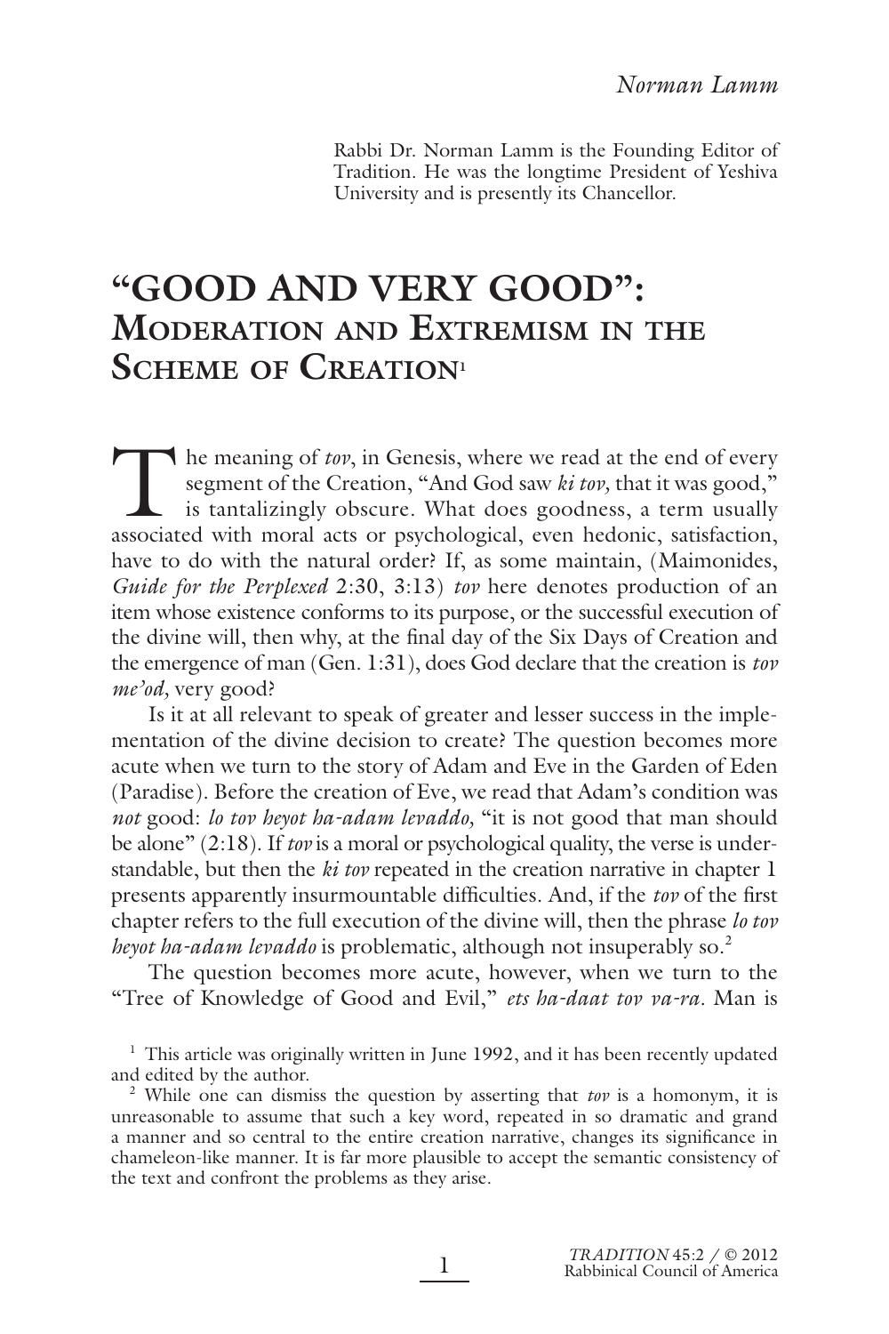Norman Lamm

Rabbi Dr. Norman Lamm is the Founding Editor of Tradition. He was the longtime President of Yeshiva University and is presently its Chancellor.

# "GOOD AND VERY GOOD": MODERATION AND EXTREMISM IN THE SCHEME OF CREATION[1]

The meaning of *tov*, in Genesis, where we read at the end of every segment of the Creation, "And God saw *ki tov,* that it was good," is tantalizingly obscure. What does goodness, a term usually associated with moral acts or psychological, even hedonic, satisfaction, have to do with the natural order? If, as some maintain, (Maimonides, *Guide for the Perplexed* 2:30, 3:13) *tov* here denotes production of an item whose existence conforms to its purpose, or the successful execution of the divine will, then why, at the final day of the Six Days of Creation and the emergence of man (Gen. 1:31), does God declare that the creation is *tov me'od,* very good?

Is it at all relevant to speak of greater and lesser success in the implementation of the divine decision to create? The question becomes more acute when we turn to the story of Adam and Eve in the Garden of Eden (Paradise). Before the creation of Eve, we read that Adam's condition was *not* good: *lo tov heyot ha-adam levaddo,* "it is not good that man should be alone" (2:18). If *tov* is a moral or psychological quality, the verse is understandable, but then the *ki tov* repeated in the creation narrative in chapter 1 presents apparently insurmountable difficulties. And, if the *tov* of the first chapter refers to the full execution of the divine will, then the phrase *lo tov heyot ha-adam levaddo* is problematic, although not insuperably so.[2]

The question becomes more acute, however, when we turn to the "Tree of Knowledge of Good and Evil," *ets ha-daat tov va-ra*. Man is

[1] This article was originally written in June 1992, and it has been recently updated and edited by the author.

[2] While one can dismiss the question by asserting that *tov* is a homonym, it is unreasonable to assume that such a key word, repeated in so dramatic and grand a manner and so central to the entire creation narrative, changes its significance in chameleon-like manner. It is far more plausible to accept the semantic consistency of the text and confront the problems as they arise.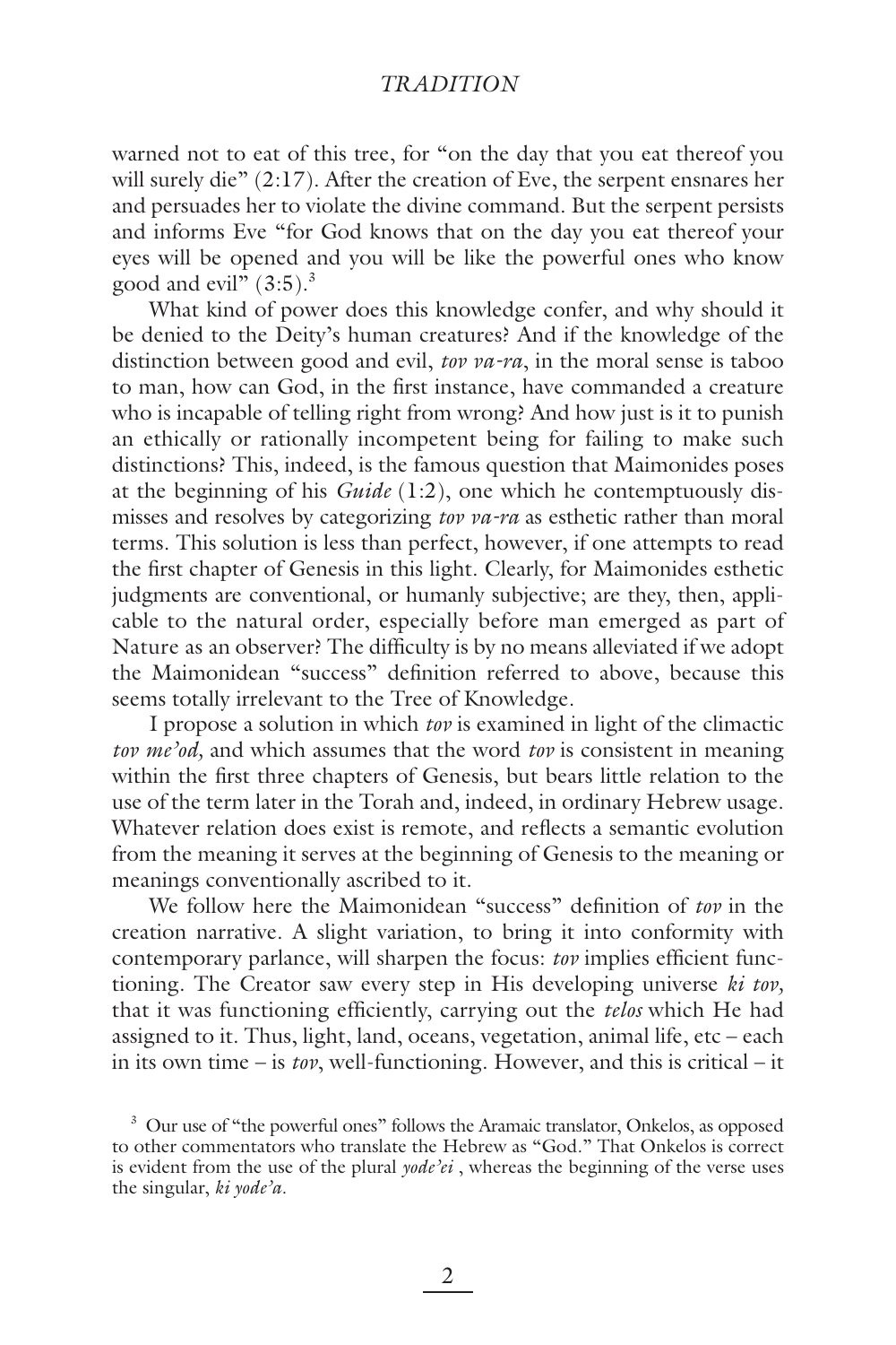warned not to eat of this tree, for "on the day that you eat thereof you will surely die" (2:17). After the creation of Eve, the serpent ensnares her and persuades her to violate the divine command. But the serpent persists and informs Eve "for God knows that on the day you eat thereof your eyes will be opened and you will be like the powerful ones who know good and evil" (3:5).[3]

What kind of power does this knowledge confer, and why should it be denied to the Deity's human creatures? And if the knowledge of the distinction between good and evil, *tov va-ra*, in the moral sense is taboo to man, how can God, in the first instance, have commanded a creature who is incapable of telling right from wrong? And how just is it to punish an ethically or rationally incompetent being for failing to make such distinctions? This, indeed, is the famous question that Maimonides poses at the beginning of his *Guide* (1:2), one which he contemptuously dismisses and resolves by categorizing *tov va-ra* as esthetic rather than moral terms. This solution is less than perfect, however, if one attempts to read the first chapter of Genesis in this light. Clearly, for Maimonides esthetic judgments are conventional, or humanly subjective; are they, then, applicable to the natural order, especially before man emerged as part of Nature as an observer? The difficulty is by no means alleviated if we adopt the Maimonidean "success" definition referred to above, because this seems totally irrelevant to the Tree of Knowledge.

I propose a solution in which *tov* is examined in light of the climactic *tov me'od,* and which assumes that the word *tov* is consistent in meaning within the first three chapters of Genesis, but bears little relation to the use of the term later in the Torah and, indeed, in ordinary Hebrew usage. Whatever relation does exist is remote, and reflects a semantic evolution from the meaning it serves at the beginning of Genesis to the meaning or meanings conventionally ascribed to it.

We follow here the Maimonidean "success" definition of *tov* in the creation narrative. A slight variation, to bring it into conformity with contemporary parlance, will sharpen the focus: *tov* implies efficient functioning. The Creator saw every step in His developing universe *ki tov,* that it was functioning efficiently, carrying out the *telos* which He had assigned to it. Thus, light, land, oceans, vegetation, animal life, etc – each in its own time – is *tov*, well-functioning. However, and this is critical – it

[3] Our use of "the powerful ones" follows the Aramaic translator, Onkelos, as opposed to other commentators who translate the Hebrew as "God." That Onkelos is correct is evident from the use of the plural *yode'ei* , whereas the beginning of the verse uses the singular, *ki yode'a.*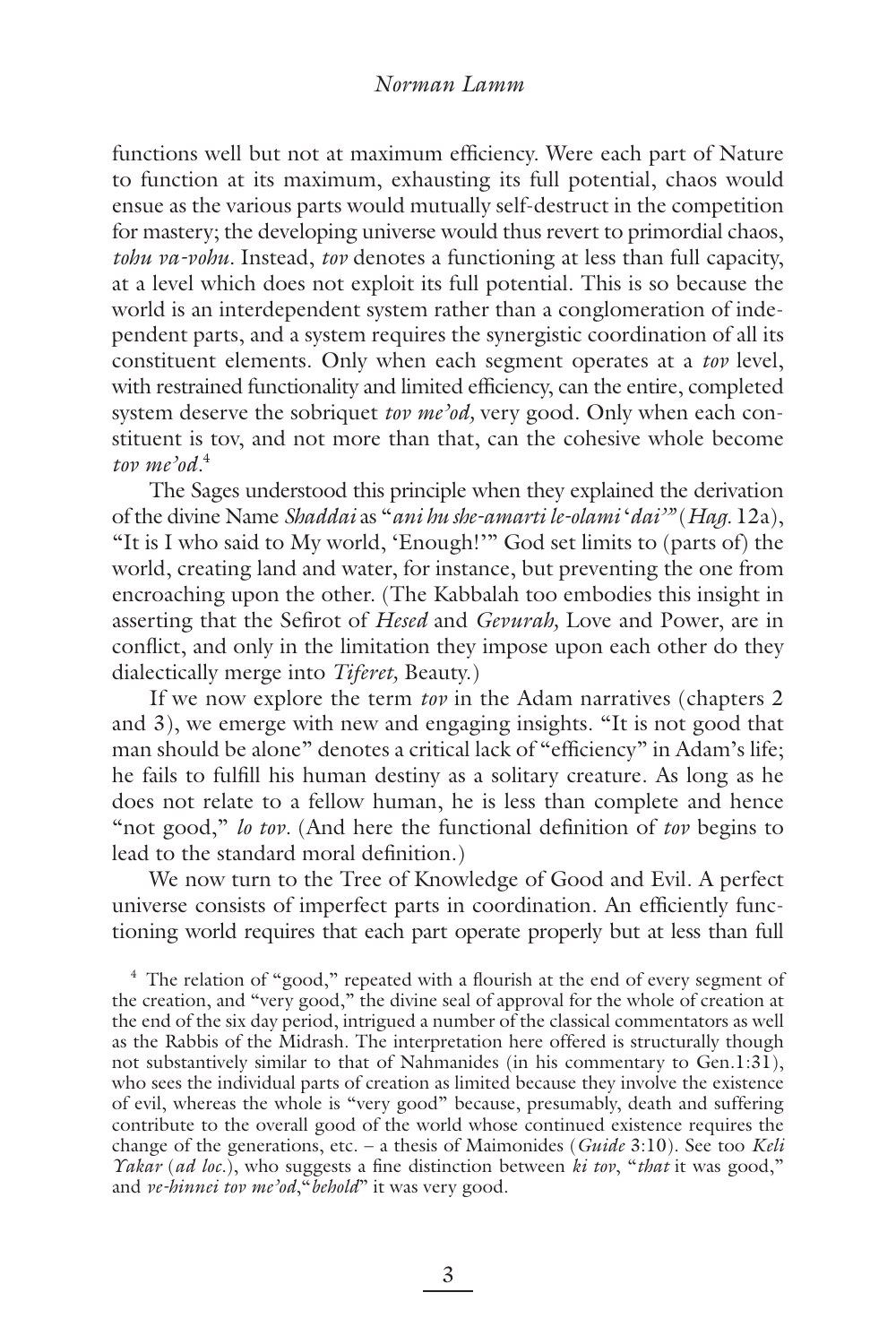functions well but not at maximum efficiency. Were each part of Nature to function at its maximum, exhausting its full potential, chaos would ensue as the various parts would mutually self-destruct in the competition for mastery; the developing universe would thus revert to primordial chaos, *tohu va-vohu*. Instead, *tov* denotes a functioning at less than full capacity, at a level which does not exploit its full potential. This is so because the world is an interdependent system rather than a conglomeration of independent parts, and a system requires the synergistic coordination of all its constituent elements. Only when each segment operates at a *tov* level, with restrained functionality and limited efficiency, can the entire, completed system deserve the sobriquet *tov me'od,* very good. Only when each constituent is tov, and not more than that, can the cohesive whole become *tov me'od*.[4]

The Sages understood this principle when they explained the derivation of the divine Name *Shaddai* as "*ani hu she-amarti le-olami* '*dai*'" (*Hag.* 12a), "It is I who said to My world, 'Enough!'" God set limits to (parts of) the world, creating land and water, for instance, but preventing the one from encroaching upon the other. (The Kabbalah too embodies this insight in asserting that the Sefirot of *Hesed* and *Gevurah,* Love and Power, are in conflict, and only in the limitation they impose upon each other do they dialectically merge into *Tiferet,* Beauty.)

If we now explore the term *tov* in the Adam narratives (chapters 2 and 3), we emerge with new and engaging insights. "It is not good that man should be alone" denotes a critical lack of "efficiency" in Adam's life; he fails to fulfill his human destiny as a solitary creature. As long as he does not relate to a fellow human, he is less than complete and hence "not good," *lo tov*. (And here the functional definition of *tov* begins to lead to the standard moral definition.)

We now turn to the Tree of Knowledge of Good and Evil. A perfect universe consists of imperfect parts in coordination. An efficiently functioning world requires that each part operate properly but at less than full

[4] The relation of "good," repeated with a flourish at the end of every segment of the creation, and "very good," the divine seal of approval for the whole of creation at the end of the six day period, intrigued a number of the classical commentators as well as the Rabbis of the Midrash. The interpretation here offered is structurally though not substantively similar to that of Nahmanides (in his commentary to Gen.1:31), who sees the individual parts of creation as limited because they involve the existence of evil, whereas the whole is "very good" because, presumably, death and suffering contribute to the overall good of the world whose continued existence requires the change of the generations, etc. – a thesis of Maimonides (*Guide* 3:10). See too *Keli Yakar* (*ad loc.*), who suggests a fine distinction between *ki tov*, "*that* it was good," and *ve-hinnei tov me'od*, "*behold*" it was very good.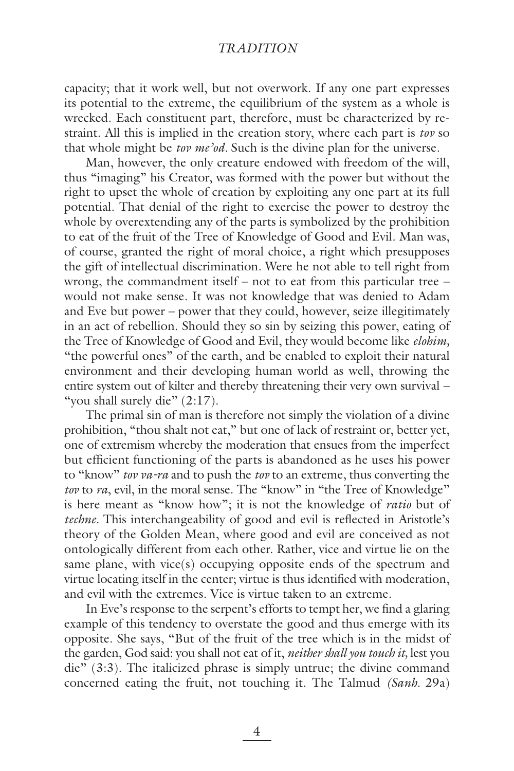capacity; that it work well, but not overwork. If any one part expresses its potential to the extreme, the equilibrium of the system as a whole is wrecked. Each constituent part, therefore, must be characterized by restraint. All this is implied in the creation story, where each part is *tov* so that whole might be *tov me'od*. Such is the divine plan for the universe.

Man, however, the only creature endowed with freedom of the will, thus "imaging" his Creator, was formed with the power but without the right to upset the whole of creation by exploiting any one part at its full potential. That denial of the right to exercise the power to destroy the whole by overextending any of the parts is symbolized by the prohibition to eat of the fruit of the Tree of Knowledge of Good and Evil. Man was, of course, granted the right of moral choice, a right which presupposes the gift of intellectual discrimination. Were he not able to tell right from wrong, the commandment itself – not to eat from this particular tree – would not make sense. It was not knowledge that was denied to Adam and Eve but power – power that they could, however, seize illegitimately in an act of rebellion. Should they so sin by seizing this power, eating of the Tree of Knowledge of Good and Evil, they would become like *elohim*, "the powerful ones" of the earth, and be enabled to exploit their natural environment and their developing human world as well, throwing the entire system out of kilter and thereby threatening their very own survival – "you shall surely die" (2:17).

The primal sin of man is therefore not simply the violation of a divine prohibition, "thou shalt not eat," but one of lack of restraint or, better yet, one of extremism whereby the moderation that ensues from the imperfect but efficient functioning of the parts is abandoned as he uses his power to "know" *tov va-ra* and to push the *tov* to an extreme, thus converting the *tov* to *ra*, evil, in the moral sense. The "know" in "the Tree of Knowledge" is here meant as "know how"; it is not the knowledge of *ratio* but of *techne*. This interchangeability of good and evil is reflected in Aristotle's theory of the Golden Mean, where good and evil are conceived as not ontologically different from each other. Rather, vice and virtue lie on the same plane, with vice(s) occupying opposite ends of the spectrum and virtue locating itself in the center; virtue is thus identified with moderation, and evil with the extremes. Vice is virtue taken to an extreme.

In Eve's response to the serpent's efforts to tempt her, we find a glaring example of this tendency to overstate the good and thus emerge with its opposite. She says, "But of the fruit of the tree which is in the midst of the garden, God said: you shall not eat of it, *neither shall you touch it*, lest you die" (3:3). The italicized phrase is simply untrue; the divine command concerned eating the fruit, not touching it. The Talmud *(Sanh.* 29a)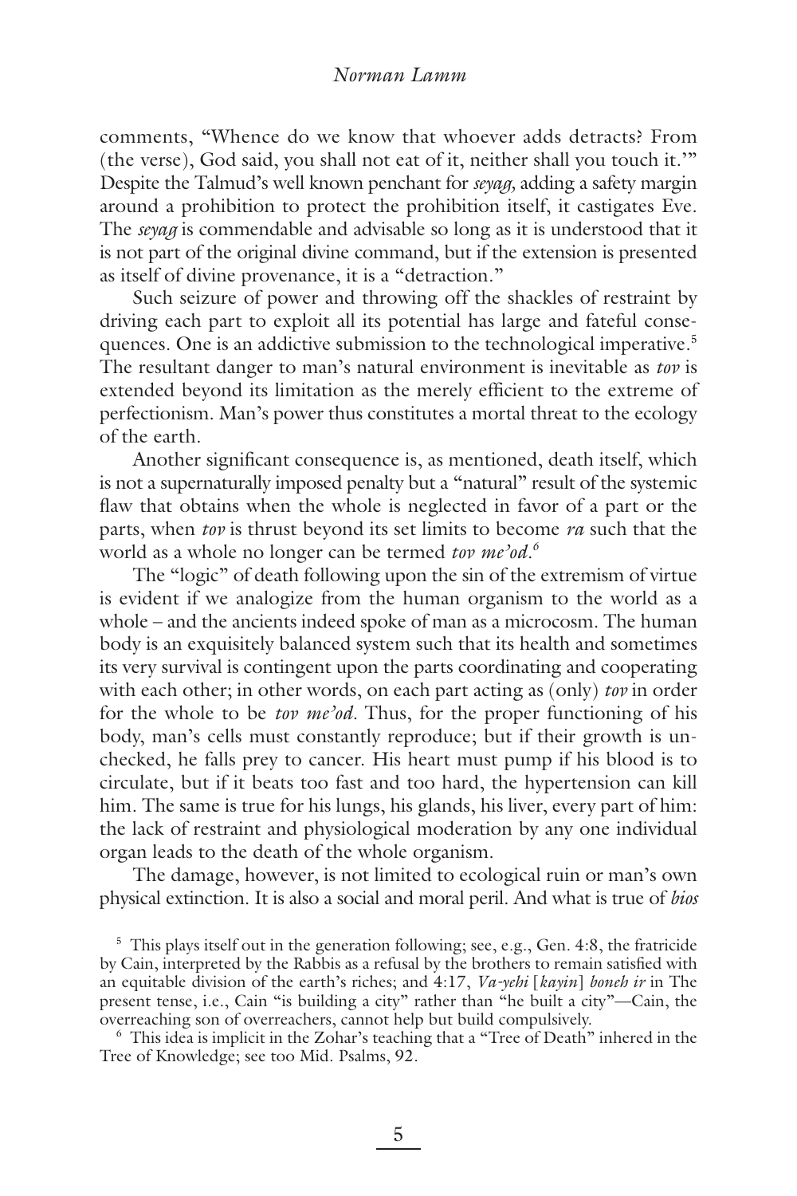comments, "Whence do we know that whoever adds detracts? From (the verse), God said, you shall not eat of it, neither shall you touch it.'" Despite the Talmud's well known penchant for *seyag*, adding a safety margin around a prohibition to protect the prohibition itself, it castigates Eve. The *seyag* is commendable and advisable so long as it is understood that it is not part of the original divine command, but if the extension is presented as itself of divine provenance, it is a "detraction."

Such seizure of power and throwing off the shackles of restraint by driving each part to exploit all its potential has large and fateful consequences. One is an addictive submission to the technological imperative.[5] The resultant danger to man's natural environment is inevitable as *tov* is extended beyond its limitation as the merely efficient to the extreme of perfectionism. Man's power thus constitutes a mortal threat to the ecology of the earth.

Another significant consequence is, as mentioned, death itself, which is not a supernaturally imposed penalty but a "natural" result of the systemic flaw that obtains when the whole is neglected in favor of a part or the parts, when *tov* is thrust beyond its set limits to become *ra* such that the world as a whole no longer can be termed *tov me'od*.[6]

The "logic" of death following upon the sin of the extremism of virtue is evident if we analogize from the human organism to the world as a whole – and the ancients indeed spoke of man as a microcosm. The human body is an exquisitely balanced system such that its health and sometimes its very survival is contingent upon the parts coordinating and cooperating with each other; in other words, on each part acting as (only) *tov* in order for the whole to be *tov me'od*. Thus, for the proper functioning of his body, man's cells must constantly reproduce; but if their growth is unchecked, he falls prey to cancer. His heart must pump if his blood is to circulate, but if it beats too fast and too hard, the hypertension can kill him. The same is true for his lungs, his glands, his liver, every part of him: the lack of restraint and physiological moderation by any one individual organ leads to the death of the whole organism.

The damage, however, is not limited to ecological ruin or man's own physical extinction. It is also a social and moral peril. And what is true of *bios*

[5] This plays itself out in the generation following; see, e.g., Gen. 4:8, the fratricide by Cain, interpreted by the Rabbis as a refusal by the brothers to remain satisfied with an equitable division of the earth's riches; and 4:17, *Va-yehi* [*kayin*] *boneh ir* in The present tense, i.e., Cain "is building a city" rather than "he built a city"—Cain, the overreaching son of overreachers, cannot help but build compulsively.

[6] This idea is implicit in the Zohar's teaching that a "Tree of Death" inhered in the Tree of Knowledge; see too Mid. Psalms, 92.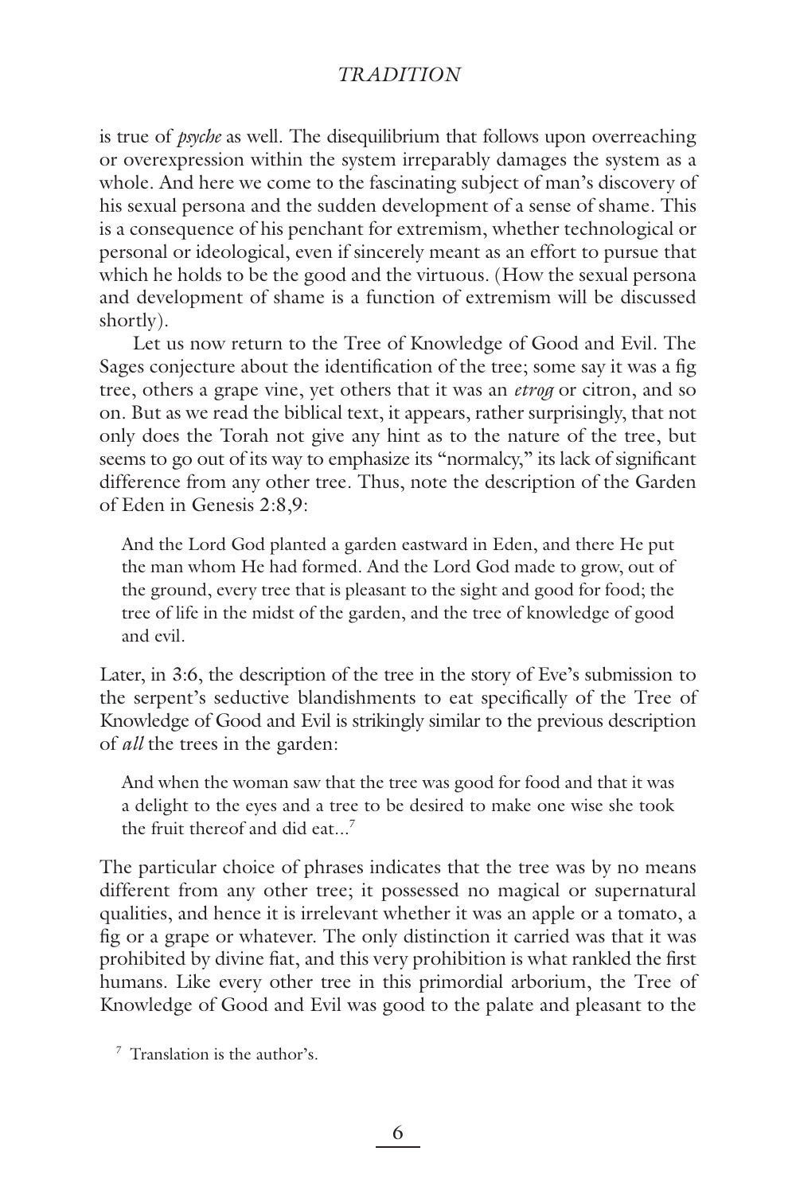is true of *psyche* as well. The disequilibrium that follows upon overreaching or overexpression within the system irreparably damages the system as a whole. And here we come to the fascinating subject of man's discovery of his sexual persona and the sudden development of a sense of shame. This is a consequence of his penchant for extremism, whether technological or personal or ideological, even if sincerely meant as an effort to pursue that which he holds to be the good and the virtuous. (How the sexual persona and development of shame is a function of extremism will be discussed shortly).

Let us now return to the Tree of Knowledge of Good and Evil. The Sages conjecture about the identification of the tree; some say it was a fig tree, others a grape vine, yet others that it was an *etrog* or citron, and so on. But as we read the biblical text, it appears, rather surprisingly, that not only does the Torah not give any hint as to the nature of the tree, but seems to go out of its way to emphasize its "normalcy," its lack of significant difference from any other tree. Thus, note the description of the Garden of Eden in Genesis 2:8,9:

> And the Lord God planted a garden eastward in Eden, and there He put the man whom He had formed. And the Lord God made to grow, out of the ground, every tree that is pleasant to the sight and good for food; the tree of life in the midst of the garden, and the tree of knowledge of good and evil.

Later, in 3:6, the description of the tree in the story of Eve's submission to the serpent's seductive blandishments to eat specifically of the Tree of Knowledge of Good and Evil is strikingly similar to the previous description of *all* the trees in the garden:

> And when the woman saw that the tree was good for food and that it was a delight to the eyes and a tree to be desired to make one wise she took the fruit thereof and did eat...[7]

The particular choice of phrases indicates that the tree was by no means different from any other tree; it possessed no magical or supernatural qualities, and hence it is irrelevant whether it was an apple or a tomato, a fig or a grape or whatever. The only distinction it carried was that it was prohibited by divine fiat, and this very prohibition is what rankled the first humans. Like every other tree in this primordial arborium, the Tree of Knowledge of Good and Evil was good to the palate and pleasant to the

[7] Translation is the author's.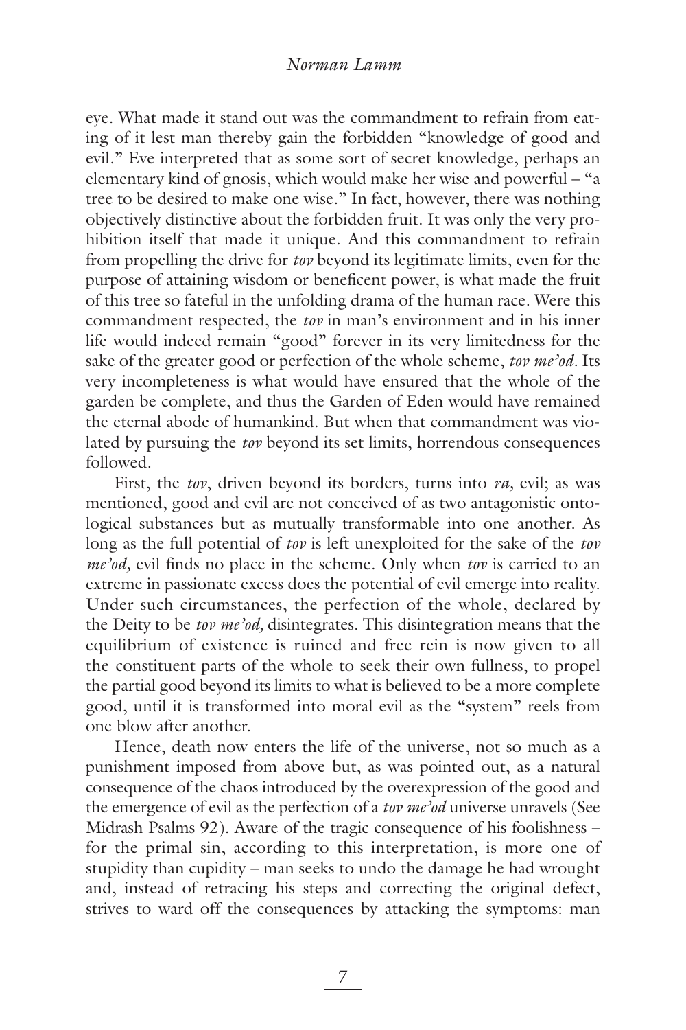eye. What made it stand out was the commandment to refrain from eating of it lest man thereby gain the forbidden "knowledge of good and evil." Eve interpreted that as some sort of secret knowledge, perhaps an elementary kind of gnosis, which would make her wise and powerful – "a tree to be desired to make one wise." In fact, however, there was nothing objectively distinctive about the forbidden fruit. It was only the very prohibition itself that made it unique. And this commandment to refrain from propelling the drive for *tov* beyond its legitimate limits, even for the purpose of attaining wisdom or beneficent power, is what made the fruit of this tree so fateful in the unfolding drama of the human race. Were this commandment respected, the *tov* in man's environment and in his inner life would indeed remain "good" forever in its very limitedness for the sake of the greater good or perfection of the whole scheme, *tov me'od*. Its very incompleteness is what would have ensured that the whole of the garden be complete, and thus the Garden of Eden would have remained the eternal abode of humankind. But when that commandment was violated by pursuing the *tov* beyond its set limits, horrendous consequences followed.

First, the *tov*, driven beyond its borders, turns into *ra*, evil; as was mentioned, good and evil are not conceived of as two antagonistic ontological substances but as mutually transformable into one another. As long as the full potential of *tov* is left unexploited for the sake of the *tov me'od*, evil finds no place in the scheme. Only when *tov* is carried to an extreme in passionate excess does the potential of evil emerge into reality. Under such circumstances, the perfection of the whole, declared by the Deity to be *tov me'od*, disintegrates. This disintegration means that the equilibrium of existence is ruined and free rein is now given to all the constituent parts of the whole to seek their own fullness, to propel the partial good beyond its limits to what is believed to be a more complete good, until it is transformed into moral evil as the "system" reels from one blow after another.

Hence, death now enters the life of the universe, not so much as a punishment imposed from above but, as was pointed out, as a natural consequence of the chaos introduced by the overexpression of the good and the emergence of evil as the perfection of a *tov me'od* universe unravels (See Midrash Psalms 92). Aware of the tragic consequence of his foolishness – for the primal sin, according to this interpretation, is more one of stupidity than cupidity – man seeks to undo the damage he had wrought and, instead of retracing his steps and correcting the original defect, strives to ward off the consequences by attacking the symptoms: man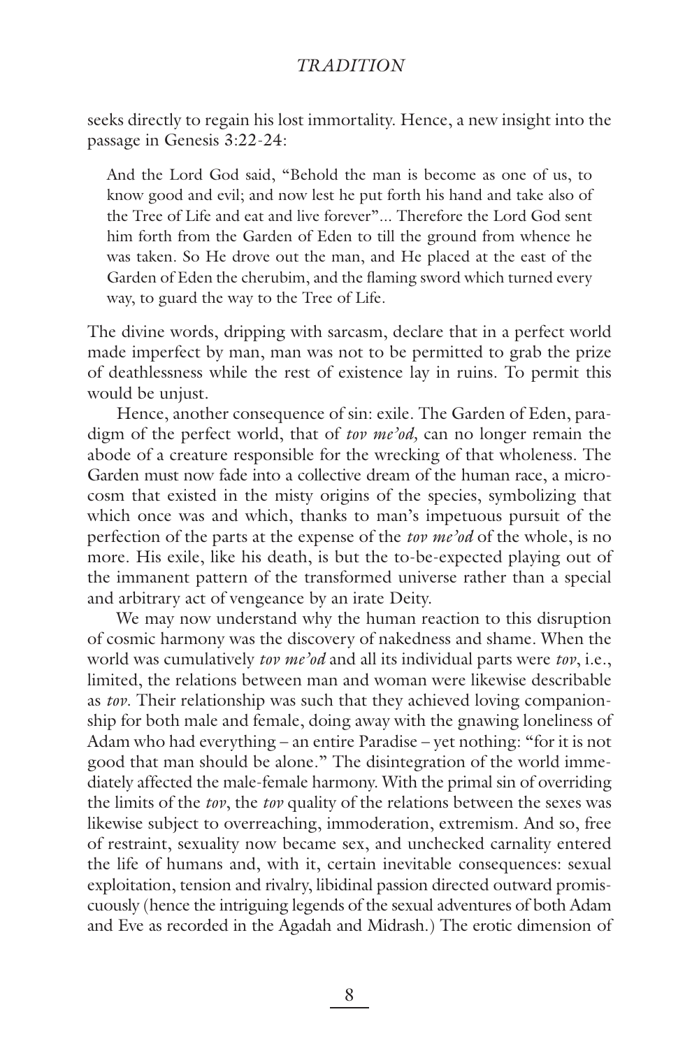seeks directly to regain his lost immortality. Hence, a new insight into the passage in Genesis 3:22-24:

> And the Lord God said, "Behold the man is become as one of us, to know good and evil; and now lest he put forth his hand and take also of the Tree of Life and eat and live forever"... Therefore the Lord God sent him forth from the Garden of Eden to till the ground from whence he was taken. So He drove out the man, and He placed at the east of the Garden of Eden the cherubim, and the flaming sword which turned every way, to guard the way to the Tree of Life.

The divine words, dripping with sarcasm, declare that in a perfect world made imperfect by man, man was not to be permitted to grab the prize of deathlessness while the rest of existence lay in ruins. To permit this would be unjust.

Hence, another consequence of sin: exile. The Garden of Eden, paradigm of the perfect world, that of *tov me'od,* can no longer remain the abode of a creature responsible for the wrecking of that wholeness. The Garden must now fade into a collective dream of the human race, a microcosm that existed in the misty origins of the species, symbolizing that which once was and which, thanks to man's impetuous pursuit of the perfection of the parts at the expense of the *tov me'od* of the whole, is no more. His exile, like his death, is but the to-be-expected playing out of the immanent pattern of the transformed universe rather than a special and arbitrary act of vengeance by an irate Deity.

We may now understand why the human reaction to this disruption of cosmic harmony was the discovery of nakedness and shame. When the world was cumulatively *tov me'od* and all its individual parts were *tov*, i.e., limited, the relations between man and woman were likewise describable as *tov*. Their relationship was such that they achieved loving companionship for both male and female, doing away with the gnawing loneliness of Adam who had everything – an entire Paradise – yet nothing: "for it is not good that man should be alone." The disintegration of the world immediately affected the male-female harmony. With the primal sin of overriding the limits of the *tov*, the *tov* quality of the relations between the sexes was likewise subject to overreaching, immoderation, extremism. And so, free of restraint, sexuality now became sex, and unchecked carnality entered the life of humans and, with it, certain inevitable consequences: sexual exploitation, tension and rivalry, libidinal passion directed outward promiscuously (hence the intriguing legends of the sexual adventures of both Adam and Eve as recorded in the Agadah and Midrash.) The erotic dimension of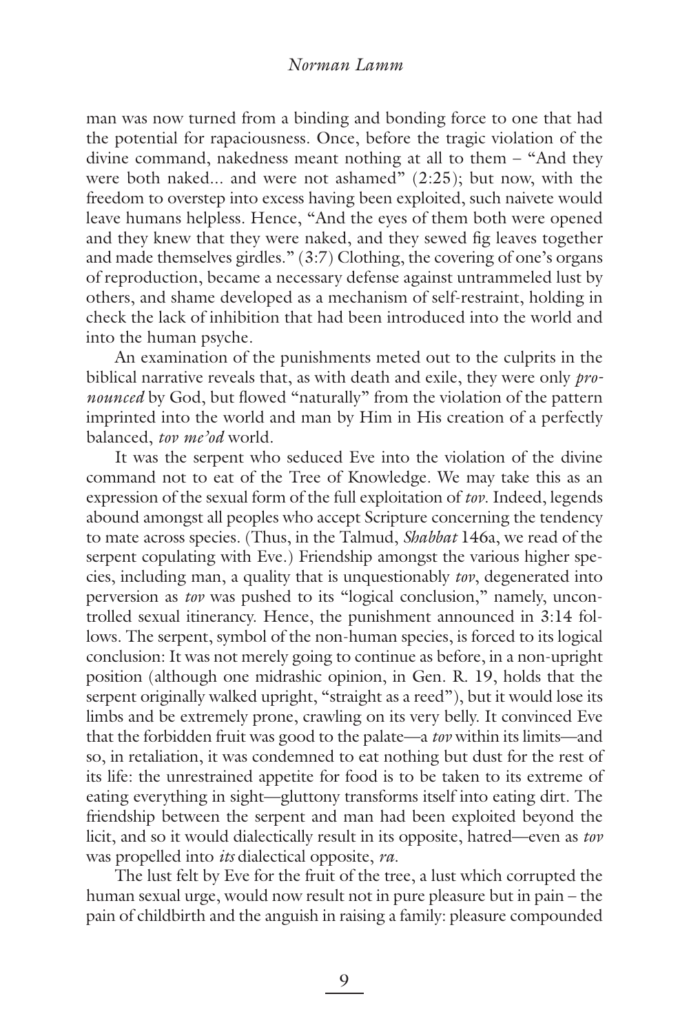man was now turned from a binding and bonding force to one that had the potential for rapaciousness. Once, before the tragic violation of the divine command, nakedness meant nothing at all to them – "And they were both naked... and were not ashamed" (2:25); but now, with the freedom to overstep into excess having been exploited, such naivete would leave humans helpless. Hence, "And the eyes of them both were opened and they knew that they were naked, and they sewed fig leaves together and made themselves girdles." (3:7) Clothing, the covering of one's organs of reproduction, became a necessary defense against untrammeled lust by others, and shame developed as a mechanism of self-restraint, holding in check the lack of inhibition that had been introduced into the world and into the human psyche.

An examination of the punishments meted out to the culprits in the biblical narrative reveals that, as with death and exile, they were only *pronounced* by God, but flowed "naturally" from the violation of the pattern imprinted into the world and man by Him in His creation of a perfectly balanced, *tov me'od* world.

It was the serpent who seduced Eve into the violation of the divine command not to eat of the Tree of Knowledge. We may take this as an expression of the sexual form of the full exploitation of *tov*. Indeed, legends abound amongst all peoples who accept Scripture concerning the tendency to mate across species. (Thus, in the Talmud, *Shabbat* 146a, we read of the serpent copulating with Eve.) Friendship amongst the various higher species, including man, a quality that is unquestionably *tov*, degenerated into perversion as *tov* was pushed to its "logical conclusion," namely, uncontrolled sexual itinerancy. Hence, the punishment announced in 3:14 follows. The serpent, symbol of the non-human species, is forced to its logical conclusion: It was not merely going to continue as before, in a non-upright position (although one midrashic opinion, in Gen. R. 19, holds that the serpent originally walked upright, "straight as a reed"), but it would lose its limbs and be extremely prone, crawling on its very belly. It convinced Eve that the forbidden fruit was good to the palate—a *tov* within its limits—and so, in retaliation, it was condemned to eat nothing but dust for the rest of its life: the unrestrained appetite for food is to be taken to its extreme of eating everything in sight—gluttony transforms itself into eating dirt. The friendship between the serpent and man had been exploited beyond the licit, and so it would dialectically result in its opposite, hatred—even as *tov* was propelled into *its* dialectical opposite, *ra*.

The lust felt by Eve for the fruit of the tree, a lust which corrupted the human sexual urge, would now result not in pure pleasure but in pain – the pain of childbirth and the anguish in raising a family: pleasure compounded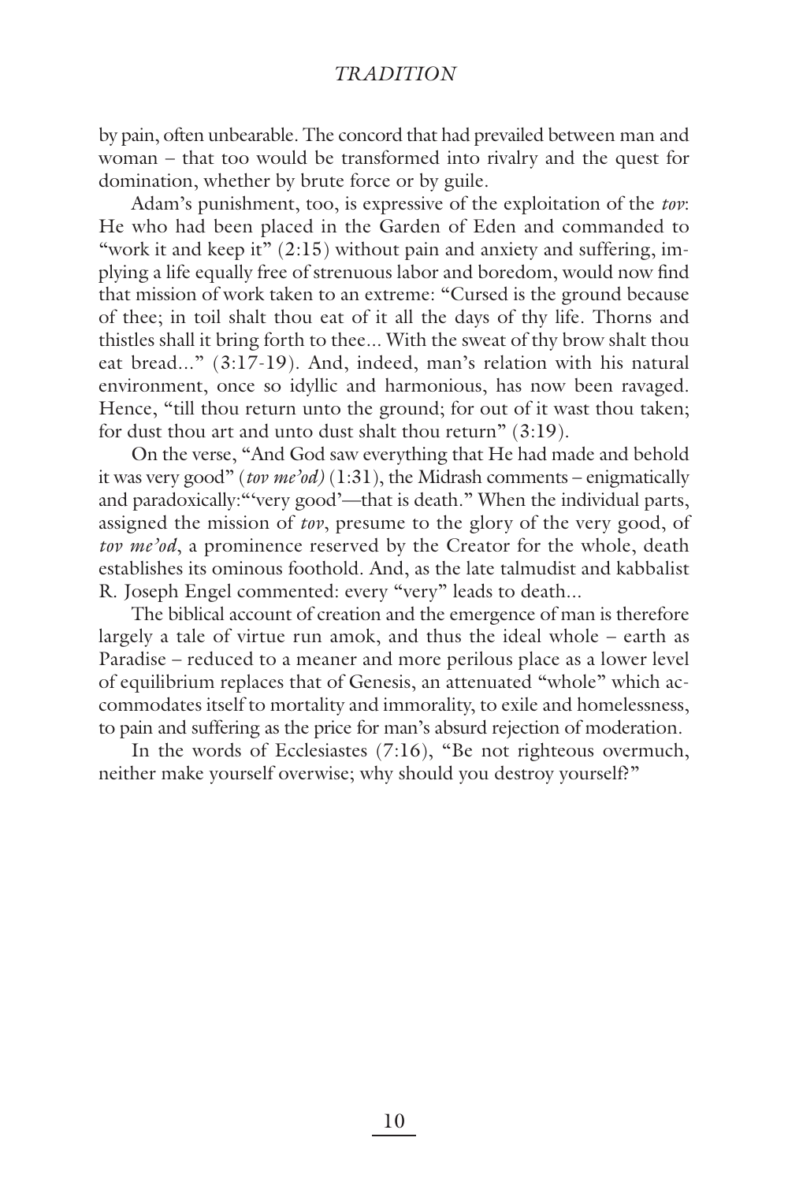by pain, often unbearable. The concord that had prevailed between man and woman – that too would be transformed into rivalry and the quest for domination, whether by brute force or by guile.

Adam's punishment, too, is expressive of the exploitation of the *tov*: He who had been placed in the Garden of Eden and commanded to "work it and keep it" (2:15) without pain and anxiety and suffering, implying a life equally free of strenuous labor and boredom, would now find that mission of work taken to an extreme: "Cursed is the ground because of thee; in toil shalt thou eat of it all the days of thy life. Thorns and thistles shall it bring forth to thee... With the sweat of thy brow shalt thou eat bread..." (3:17-19). And, indeed, man's relation with his natural environment, once so idyllic and harmonious, has now been ravaged. Hence, "till thou return unto the ground; for out of it wast thou taken; for dust thou art and unto dust shalt thou return" (3:19).

On the verse, "And God saw everything that He had made and behold it was very good" (*tov me'od)* (1:31), the Midrash comments – enigmatically and paradoxically: "'very good'—that is death." When the individual parts, assigned the mission of *tov*, presume to the glory of the very good, of *tov me'od*, a prominence reserved by the Creator for the whole, death establishes its ominous foothold. And, as the late talmudist and kabbalist R. Joseph Engel commented: every "very" leads to death...

The biblical account of creation and the emergence of man is therefore largely a tale of virtue run amok, and thus the ideal whole – earth as Paradise – reduced to a meaner and more perilous place as a lower level of equilibrium replaces that of Genesis, an attenuated "whole" which accommodates itself to mortality and immorality, to exile and homelessness, to pain and suffering as the price for man's absurd rejection of moderation.

In the words of Ecclesiastes (7:16), "Be not righteous overmuch, neither make yourself overwise; why should you destroy yourself?"